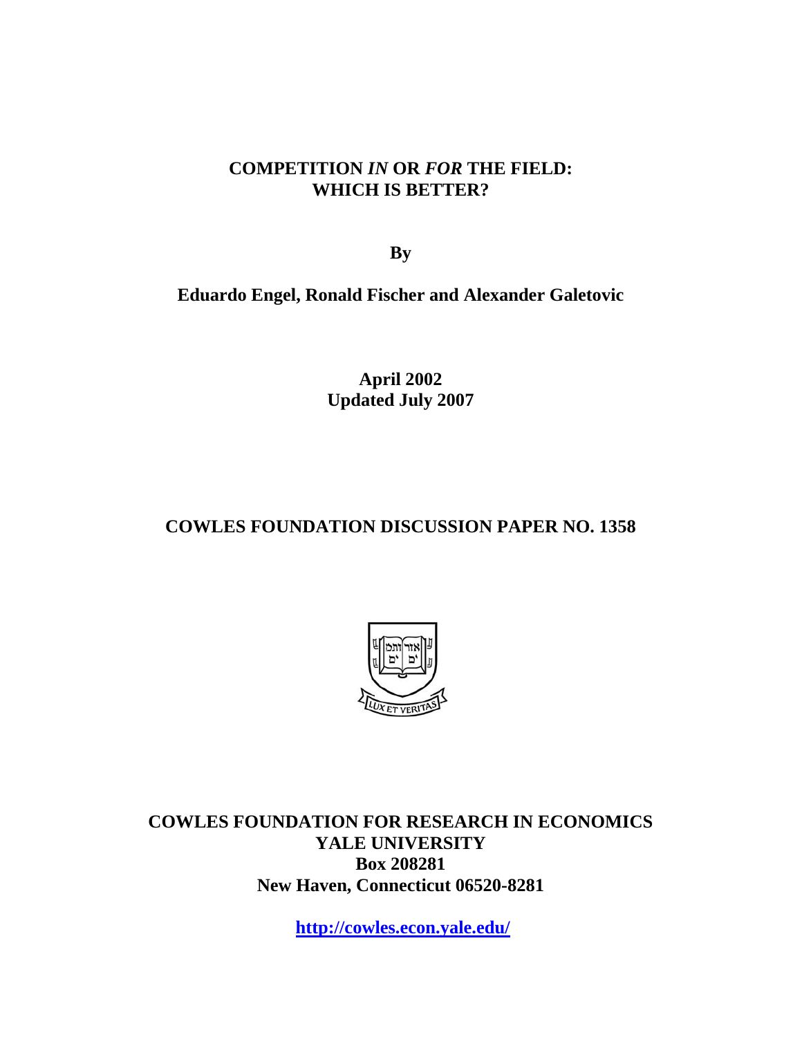# COMPETITION *IN* OR *FOR* THE FIELD: WHICH IS BETTER?

**By**

**Eduardo Engel, Ronald Fischer and Alexander Galetovic**

**April 2002**
**Updated July 2007**

**COWLES FOUNDATION DISCUSSION PAPER NO. 1358**

**COWLES FOUNDATION FOR RESEARCH IN ECONOMICS**
**YALE UNIVERSITY**
**Box 208281**
**New Haven, Connecticut 06520-8281**

**http://cowles.econ.yale.edu/**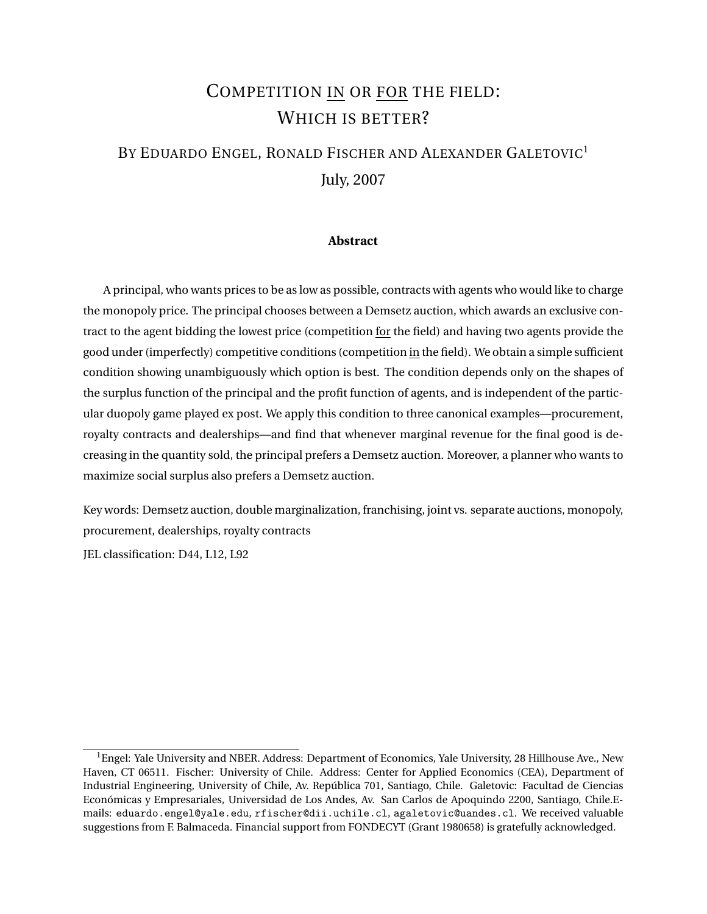# COMPETITION <u>IN</u> OR <u>FOR</u> THE FIELD: WHICH IS BETTER?

BY EDUARDO ENGEL, RONALD FISCHER AND ALEXANDER GALETOVIC[1]

July, 2007

**Abstract**

A principal, who wants prices to be as low as possible, contracts with agents who would like to charge the monopoly price. The principal chooses between a Demsetz auction, which awards an exclusive contract to the agent bidding the lowest price (competition <u>for</u> the field) and having two agents provide the good under (imperfectly) competitive conditions (competition <u>in</u> the field). We obtain a simple sufficient condition showing unambiguously which option is best. The condition depends only on the shapes of the surplus function of the principal and the profit function of agents, and is independent of the particular duopoly game played ex post. We apply this condition to three canonical examples—procurement, royalty contracts and dealerships—and find that whenever marginal revenue for the final good is decreasing in the quantity sold, the principal prefers a Demsetz auction. Moreover, a planner who wants to maximize social surplus also prefers a Demsetz auction.

Key words: Demsetz auction, double marginalization, franchising, joint vs. separate auctions, monopoly, procurement, dealerships, royalty contracts

JEL classification: D44, L12, L92

[1] Engel: Yale University and NBER. Address: Department of Economics, Yale University, 28 Hillhouse Ave., New Haven, CT 06511. Fischer: University of Chile. Address: Center for Applied Economics (CEA), Department of Industrial Engineering, University of Chile, Av. República 701, Santiago, Chile. Galetovic: Facultad de Ciencias Económicas y Empresariales, Universidad de Los Andes, Av. San Carlos de Apoquindo 2200, Santiago, Chile. E-mails: eduardo.engel@yale.edu, rfischer@dii.uchile.cl, agaletovic@uandes.cl. We received valuable suggestions from F. Balmaceda. Financial support from FONDECYT (Grant 1980658) is gratefully acknowledged.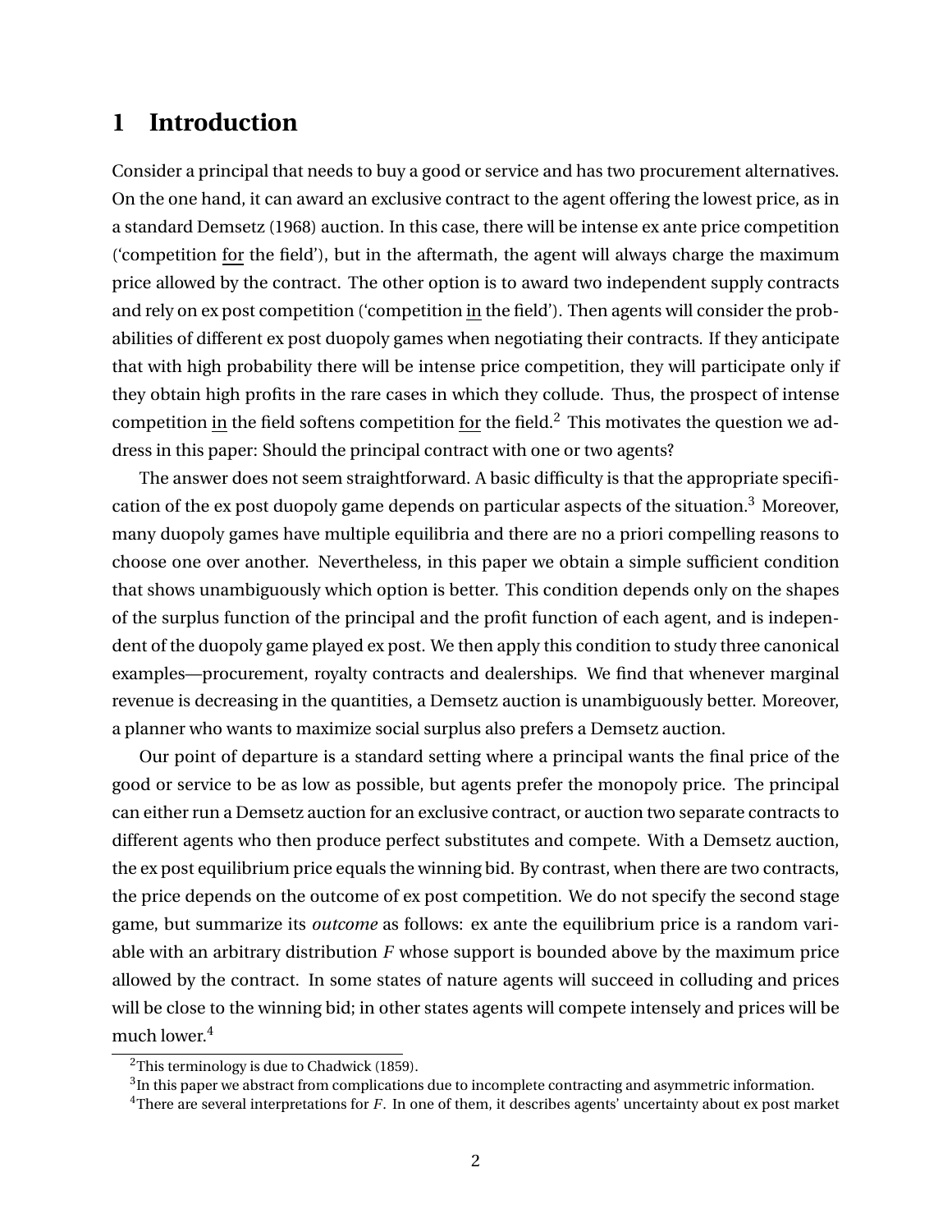# 1 Introduction

Consider a principal that needs to buy a good or service and has two procurement alternatives. On the one hand, it can award an exclusive contract to the agent offering the lowest price, as in a standard Demsetz (1968) auction. In this case, there will be intense ex ante price competition ('competition for the field'), but in the aftermath, the agent will always charge the maximum price allowed by the contract. The other option is to award two independent supply contracts and rely on ex post competition ('competition in the field'). Then agents will consider the probabilities of different ex post duopoly games when negotiating their contracts. If they anticipate that with high probability there will be intense price competition, they will participate only if they obtain high profits in the rare cases in which they collude. Thus, the prospect of intense competition in the field softens competition for the field.[2] This motivates the question we address in this paper: Should the principal contract with one or two agents?

The answer does not seem straightforward. A basic difficulty is that the appropriate specification of the ex post duopoly game depends on particular aspects of the situation.[3] Moreover, many duopoly games have multiple equilibria and there are no a priori compelling reasons to choose one over another. Nevertheless, in this paper we obtain a simple sufficient condition that shows unambiguously which option is better. This condition depends only on the shapes of the surplus function of the principal and the profit function of each agent, and is independent of the duopoly game played ex post. We then apply this condition to study three canonical examples—procurement, royalty contracts and dealerships. We find that whenever marginal revenue is decreasing in the quantities, a Demsetz auction is unambiguously better. Moreover, a planner who wants to maximize social surplus also prefers a Demsetz auction.

Our point of departure is a standard setting where a principal wants the final price of the good or service to be as low as possible, but agents prefer the monopoly price. The principal can either run a Demsetz auction for an exclusive contract, or auction two separate contracts to different agents who then produce perfect substitutes and compete. With a Demsetz auction, the ex post equilibrium price equals the winning bid. By contrast, when there are two contracts, the price depends on the outcome of ex post competition. We do not specify the second stage game, but summarize its *outcome* as follows: ex ante the equilibrium price is a random variable with an arbitrary distribution $F$ whose support is bounded above by the maximum price allowed by the contract. In some states of nature agents will succeed in colluding and prices will be close to the winning bid; in other states agents will compete intensely and prices will be much lower.[4]

[2] This terminology is due to Chadwick (1859).

[3] In this paper we abstract from complications due to incomplete contracting and asymmetric information.

[4] There are several interpretations for $F$. In one of them, it describes agents' uncertainty about ex post market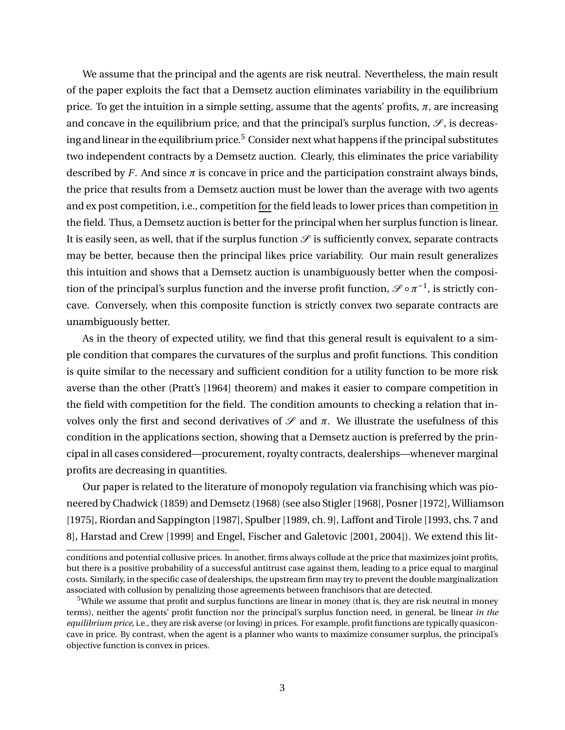We assume that the principal and the agents are risk neutral. Nevertheless, the main result of the paper exploits the fact that a Demsetz auction eliminates variability in the equilibrium price. To get the intuition in a simple setting, assume that the agents' profits, $\pi$, are increasing and concave in the equilibrium price, and that the principal's surplus function, $\mathscr{S}$, is decreasing and linear in the equilibrium price.[5] Consider next what happens if the principal substitutes two independent contracts by a Demsetz auction. Clearly, this eliminates the price variability described by $F$. And since $\pi$ is concave in price and the participation constraint always binds, the price that results from a Demsetz auction must be lower than the average with two agents and ex post competition, i.e., competition <u>for</u> the field leads to lower prices than competition <u>in</u> the field. Thus, a Demsetz auction is better for the principal when her surplus function is linear. It is easily seen, as well, that if the surplus function $\mathscr{S}$ is sufficiently convex, separate contracts may be better, because then the principal likes price variability. Our main result generalizes this intuition and shows that a Demsetz auction is unambiguously better when the composition of the principal's surplus function and the inverse profit function, $\mathscr{S} \circ \pi^{-1}$, is strictly concave. Conversely, when this composite function is strictly convex two separate contracts are unambiguously better.

As in the theory of expected utility, we find that this general result is equivalent to a simple condition that compares the curvatures of the surplus and profit functions. This condition is quite similar to the necessary and sufficient condition for a utility function to be more risk averse than the other (Pratt's [1964] theorem) and makes it easier to compare competition in the field with competition for the field. The condition amounts to checking a relation that involves only the first and second derivatives of $\mathscr{S}$ and $\pi$. We illustrate the usefulness of this condition in the applications section, showing that a Demsetz auction is preferred by the principal in all cases considered—procurement, royalty contracts, dealerships—whenever marginal profits are decreasing in quantities.

Our paper is related to the literature of monopoly regulation via franchising which was pioneered by Chadwick (1859) and Demsetz (1968) (see also Stigler [1968], Posner [1972], Williamson [1975], Riordan and Sappington [1987], Spulber [1989, ch. 9], Laffont and Tirole [1993, chs. 7 and 8], Harstad and Crew [1999] and Engel, Fischer and Galetovic [2001, 2004]). We extend this lit-

conditions and potential collusive prices. In another, firms always collude at the price that maximizes joint profits, but there is a positive probability of a successful antitrust case against them, leading to a price equal to marginal costs. Similarly, in the specific case of dealerships, the upstream firm may try to prevent the double marginalization associated with collusion by penalizing those agreements between franchisors that are detected.

[5]While we assume that profit and surplus functions are linear in money (that is, they are risk neutral in money terms), neither the agents' profit function nor the principal's surplus function need, in general, be linear *in the equilibrium price*, i.e., they are risk averse (or loving) in prices. For example, profit functions are typically quasiconcave in price. By contrast, when the agent is a planner who wants to maximize consumer surplus, the principal's objective function is convex in prices.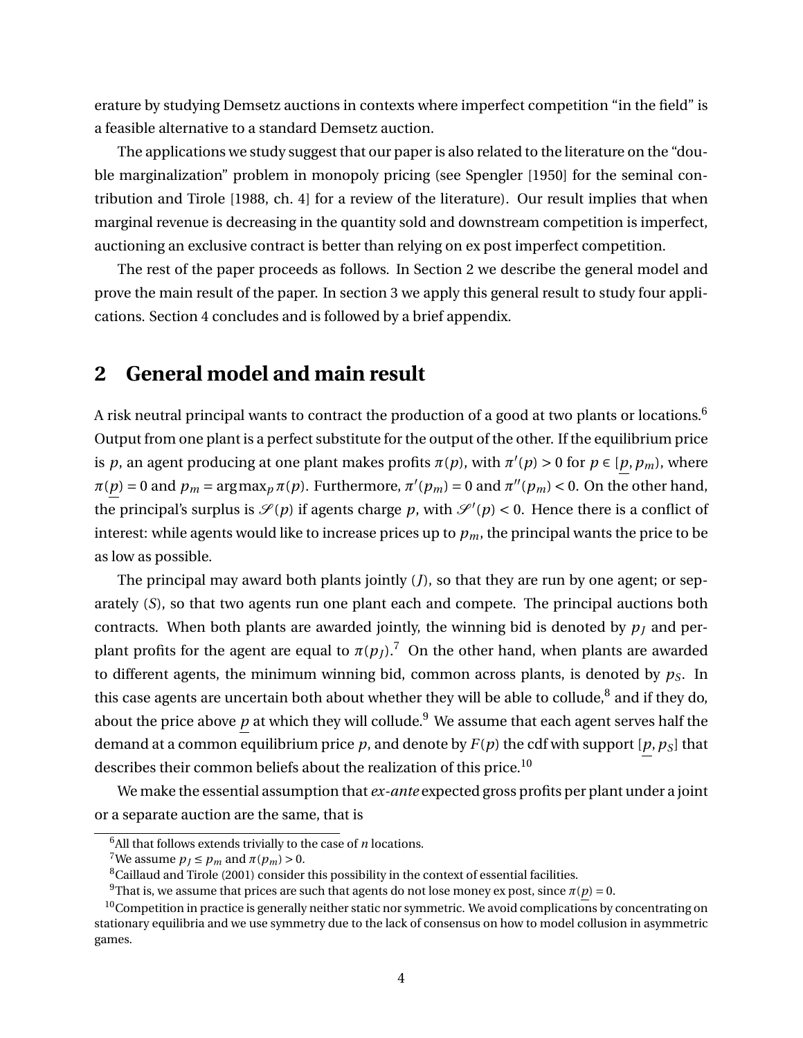erature by studying Demsetz auctions in contexts where imperfect competition "in the field" is a feasible alternative to a standard Demsetz auction.

The applications we study suggest that our paper is also related to the literature on the "double marginalization" problem in monopoly pricing (see Spengler [1950] for the seminal contribution and Tirole [1988, ch. 4] for a review of the literature). Our result implies that when marginal revenue is decreasing in the quantity sold and downstream competition is imperfect, auctioning an exclusive contract is better than relying on ex post imperfect competition.

The rest of the paper proceeds as follows. In Section 2 we describe the general model and prove the main result of the paper. In section 3 we apply this general result to study four applications. Section 4 concludes and is followed by a brief appendix.

## 2 General model and main result

A risk neutral principal wants to contract the production of a good at two plants or locations.[6] Output from one plant is a perfect substitute for the output of the other. If the equilibrium price is $p$, an agent producing at one plant makes profits $\pi(p)$, with $\pi'(p) > 0$ for $p \in [\underline{p}, p_m)$, where $\pi(\underline{p}) = 0$ and $p_m = \arg\max_p \pi(p)$. Furthermore, $\pi'(p_m) = 0$ and $\pi''(p_m) < 0$. On the other hand, the principal's surplus is $\mathscr{S}(p)$ if agents charge $p$, with $\mathscr{S}'(p) < 0$. Hence there is a conflict of interest: while agents would like to increase prices up to $p_m$, the principal wants the price to be as low as possible.

The principal may award both plants jointly ($J$), so that they are run by one agent; or separately ($S$), so that two agents run one plant each and compete. The principal auctions both contracts. When both plants are awarded jointly, the winning bid is denoted by $p_J$ and per-plant profits for the agent are equal to $\pi(p_J)$.[7] On the other hand, when plants are awarded to different agents, the minimum winning bid, common across plants, is denoted by $p_S$. In this case agents are uncertain both about whether they will be able to collude,[8] and if they do, about the price above $\underline{p}$ at which they will collude.[9] We assume that each agent serves half the demand at a common equilibrium price $p$, and denote by $F(p)$ the cdf with support $[\underline{p}, p_S]$ that describes their common beliefs about the realization of this price.[10]

We make the essential assumption that *ex-ante* expected gross profits per plant under a joint or a separate auction are the same, that is

[6] All that follows extends trivially to the case of $n$ locations.

[7] We assume $p_J \leq p_m$ and $\pi(p_m) > 0$.

[8] Caillaud and Tirole (2001) consider this possibility in the context of essential facilities.

[9] That is, we assume that prices are such that agents do not lose money ex post, since $\pi(\underline{p}) = 0$.

[10] Competition in practice is generally neither static nor symmetric. We avoid complications by concentrating on stationary equilibria and we use symmetry due to the lack of consensus on how to model collusion in asymmetric games.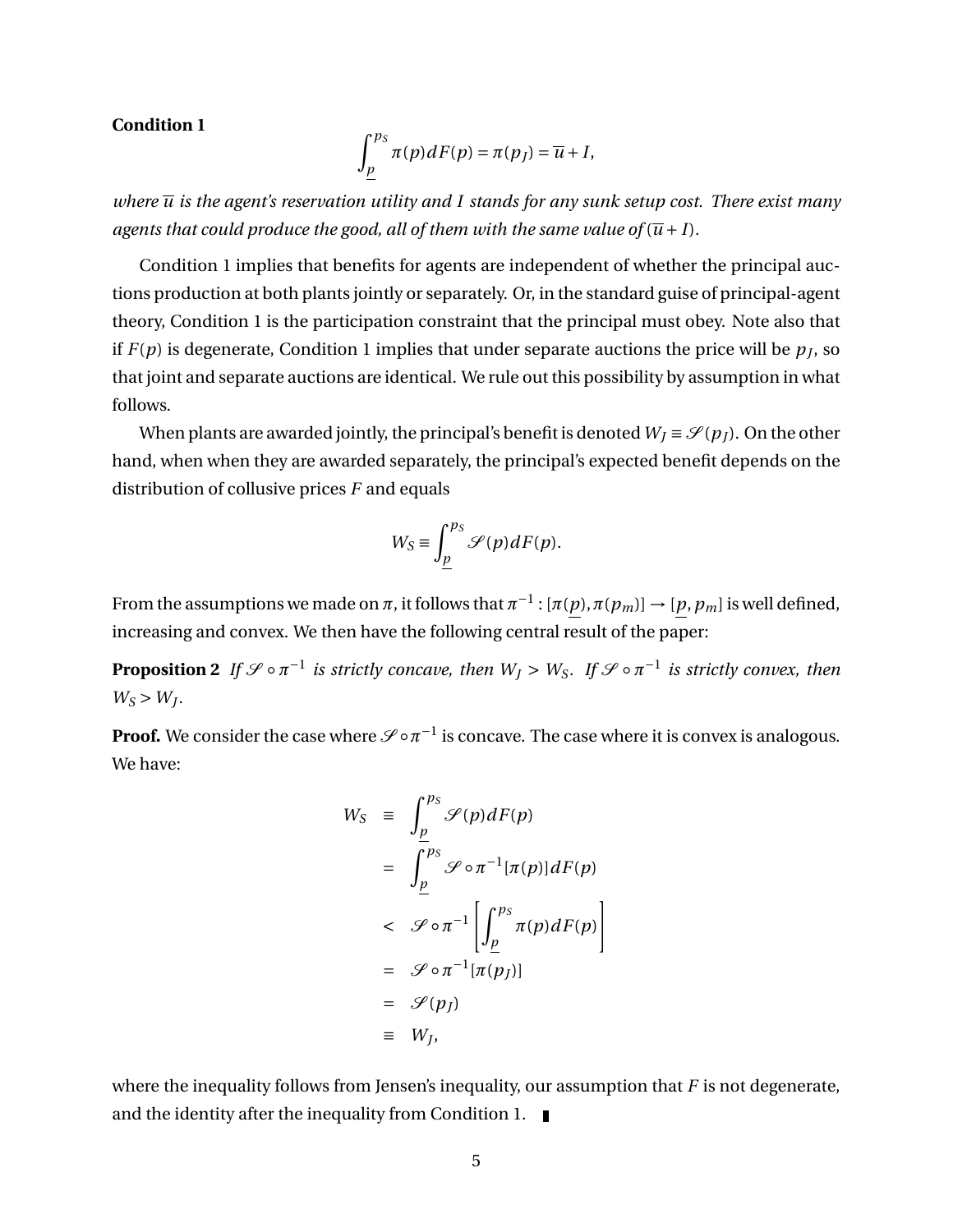**Condition 1**

$$\int_{\underline{p}}^{p_S} \pi(p)dF(p) = \pi(p_J) = \overline{u} + I,$$

*where $\overline{u}$ is the agent's reservation utility and $I$ stands for any sunk setup cost. There exist many agents that could produce the good, all of them with the same value of $(\overline{u} + I)$.*

Condition 1 implies that benefits for agents are independent of whether the principal auctions production at both plants jointly or separately. Or, in the standard guise of principal-agent theory, Condition 1 is the participation constraint that the principal must obey. Note also that if $F(p)$ is degenerate, Condition 1 implies that under separate auctions the price will be $p_J$, so that joint and separate auctions are identical. We rule out this possibility by assumption in what follows.

When plants are awarded jointly, the principal's benefit is denoted $W_J \equiv \mathscr{S}(p_J)$. On the other hand, when when they are awarded separately, the principal's expected benefit depends on the distribution of collusive prices $F$ and equals

$$W_S \equiv \int_{\underline{p}}^{p_S} \mathscr{S}(p)dF(p).$$

From the assumptions we made on $\pi$, it follows that $\pi^{-1} : [\pi(\underline{p}), \pi(p_m)] \to [\underline{p}, p_m]$ is well defined, increasing and convex. We then have the following central result of the paper:

**Proposition 2** *If $\mathscr{S} \circ \pi^{-1}$ is strictly concave, then $W_J > W_S$. If $\mathscr{S} \circ \pi^{-1}$ is strictly convex, then $W_S > W_J$.*

**Proof.** We consider the case where $\mathscr{S} \circ \pi^{-1}$ is concave. The case where it is convex is analogous. We have:

$$\begin{aligned}
W_S &\equiv \int_{\underline{p}}^{p_S} \mathscr{S}(p)dF(p) \\
&= \int_{\underline{p}}^{p_S} \mathscr{S} \circ \pi^{-1}[\pi(p)]dF(p) \\
&< \mathscr{S} \circ \pi^{-1}\left[\int_{\underline{p}}^{p_S} \pi(p)dF(p)\right] \\
&= \mathscr{S} \circ \pi^{-1}[\pi(p_J)] \\
&= \mathscr{S}(p_J) \\
&\equiv W_J,
\end{aligned}$$

where the inequality follows from Jensen's inequality, our assumption that $F$ is not degenerate, and the identity after the inequality from Condition 1. ∎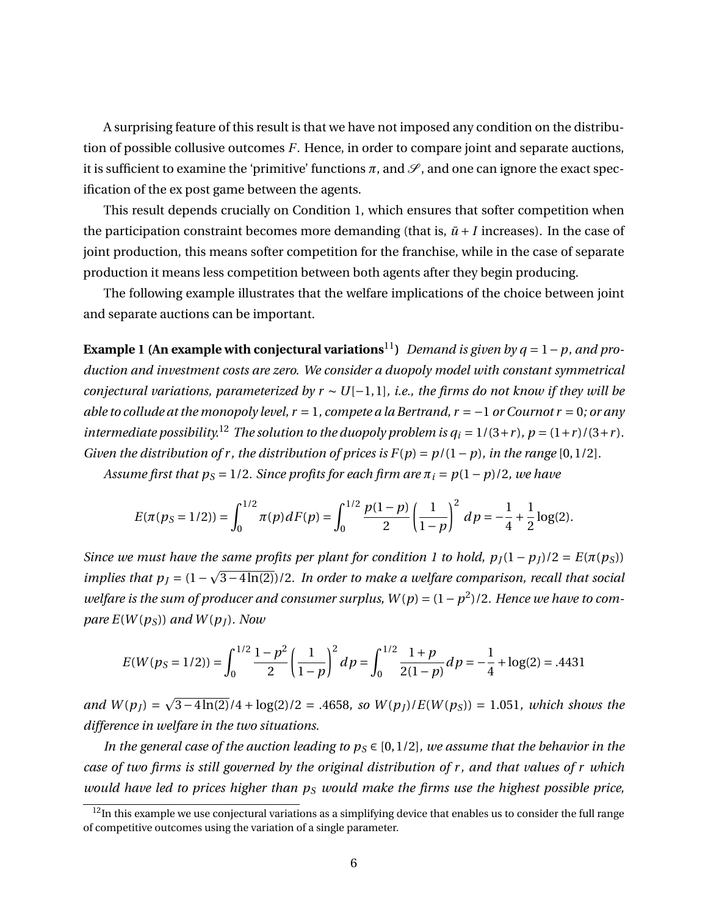A surprising feature of this result is that we have not imposed any condition on the distribution of possible collusive outcomes $F$. Hence, in order to compare joint and separate auctions, it is sufficient to examine the 'primitive' functions $\pi$, and $\mathscr{S}$, and one can ignore the exact specification of the ex post game between the agents.

This result depends crucially on Condition 1, which ensures that softer competition when the participation constraint becomes more demanding (that is, $\bar{u} + I$ increases). In the case of joint production, this means softer competition for the franchise, while in the case of separate production it means less competition between both agents after they begin producing.

The following example illustrates that the welfare implications of the choice between joint and separate auctions can be important.

**Example 1 (An example with conjectural variations[11])** *Demand is given by $q = 1 - p$, and production and investment costs are zero. We consider a duopoly model with constant symmetrical conjectural variations, parameterized by $r \sim U[-1, 1]$, i.e., the firms do not know if they will be able to collude at the monopoly level, $r = 1$, compete a la Bertrand, $r = -1$ or Cournot $r = 0$; or any intermediate possibility.[12] The solution to the duopoly problem is $q_i = 1/(3+r)$, $p = (1+r)/(3+r)$. Given the distribution of $r$, the distribution of prices is $F(p) = p/(1-p)$, in the range $[0, 1/2]$.*

*Assume first that $p_S = 1/2$. Since profits for each firm are $\pi_i = p(1-p)/2$, we have*

$$E(\pi(p_S = 1/2)) = \int_0^{1/2} \pi(p)dF(p) = \int_0^{1/2} \frac{p(1-p)}{2}\left(\frac{1}{1-p}\right)^2 dp = -\frac{1}{4} + \frac{1}{2}\log(2).$$

*Since we must have the same profits per plant for condition 1 to hold, $p_J(1-p_J)/2 = E(\pi(p_S))$ implies that $p_J = (1 - \sqrt{3 - 4\ln(2)})/2$. In order to make a welfare comparison, recall that social welfare is the sum of producer and consumer surplus, $W(p) = (1-p^2)/2$. Hence we have to compare $E(W(p_S))$ and $W(p_J)$. Now*

$$E(W(p_S = 1/2)) = \int_0^{1/2} \frac{1-p^2}{2}\left(\frac{1}{1-p}\right)^2 dp = \int_0^{1/2} \frac{1+p}{2(1-p)} dp = -\frac{1}{4} + \log(2) = .4431$$

*and $W(p_J) = \sqrt{3 - 4\ln(2)}/4 + \log(2)/2 = .4658$, so $W(p_J)/E(W(p_S)) = 1.051$, which shows the difference in welfare in the two situations.*

*In the general case of the auction leading to $p_S \in [0, 1/2]$, we assume that the behavior in the case of two firms is still governed by the original distribution of $r$, and that values of $r$ which would have led to prices higher than $p_S$ would make the firms use the highest possible price,*

[12] In this example we use conjectural variations as a simplifying device that enables us to consider the full range of competitive outcomes using the variation of a single parameter.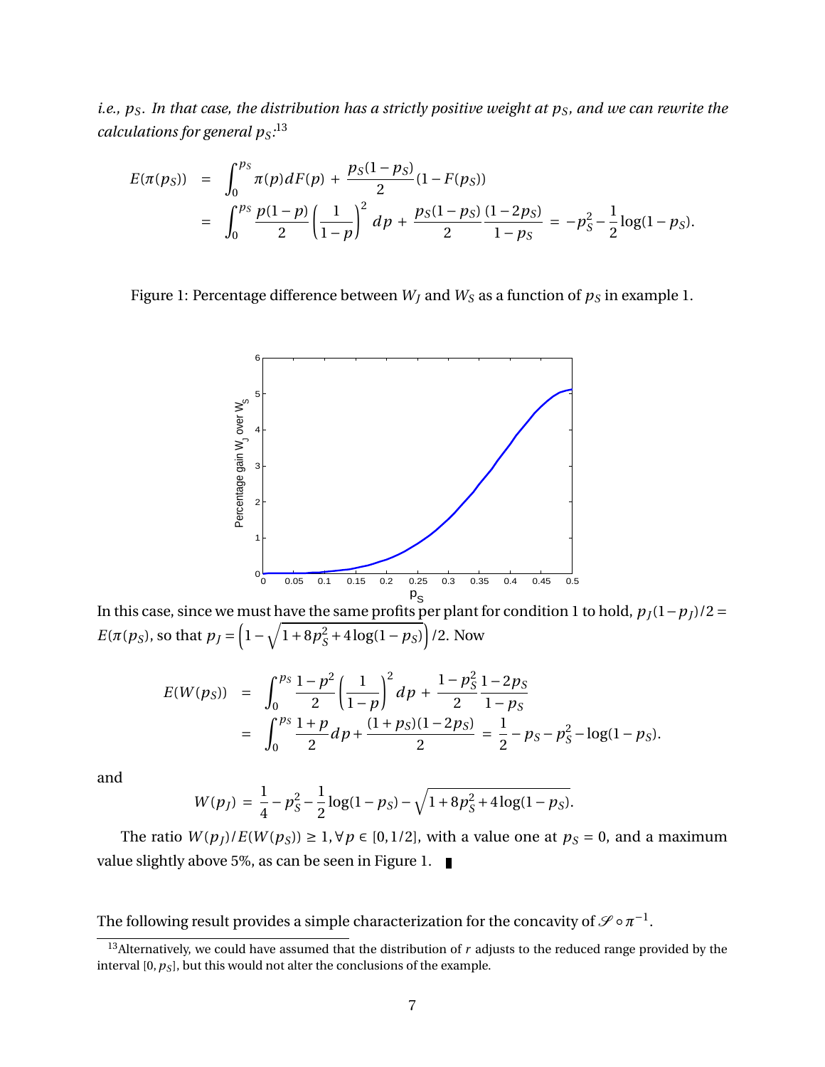*i.e., $p_S$. In that case, the distribution has a strictly positive weight at $p_S$, and we can rewrite the calculations for general $p_S$:*[13]

$$
\begin{aligned}
E(\pi(p_S)) &= \int_0^{p_S} \pi(p)dF(p) + \frac{p_S(1-p_S)}{2}(1-F(p_S)) \\
&= \int_0^{p_S} \frac{p(1-p)}{2}\left(\frac{1}{1-p}\right)^2 dp + \frac{p_S(1-p_S)}{2}\frac{(1-2p_S)}{1-p_S} = -p_S^2 - \frac{1}{2}\log(1-p_S).
\end{aligned}
$$

Figure 1: Percentage difference between $W_J$ and $W_S$ as a function of $p_S$ in example 1.

In this case, since we must have the same profits per plant for condition 1 to hold, $p_J(1-p_J)/2 = E(\pi(p_S))$, so that $p_J = \left(1 - \sqrt{1 + 8p_S^2 + 4\log(1-p_S)}\right)/2$. Now

$$
\begin{aligned}
E(W(p_S)) &= \int_0^{p_S} \frac{1-p^2}{2}\left(\frac{1}{1-p}\right)^2 dp + \frac{1-p_S^2}{2}\frac{1-2p_S}{1-p_S} \\
&= \int_0^{p_S} \frac{1+p}{2}dp + \frac{(1+p_S)(1-2p_S)}{2} = \frac{1}{2} - p_S - p_S^2 - \log(1-p_S).
\end{aligned}
$$

and

$$
W(p_J) = \frac{1}{4} - p_S^2 - \frac{1}{2}\log(1-p_S) - \sqrt{1 + 8p_S^2 + 4\log(1-p_S)}.
$$

The ratio $W(p_J)/E(W(p_S)) \geq 1, \forall p \in [0, 1/2]$, with a value one at $p_S = 0$, and a maximum value slightly above 5%, as can be seen in Figure 1. ∎

The following result provides a simple characterization for the concavity of $\mathscr{S} \circ \pi^{-1}$.

[13] Alternatively, we could have assumed that the distribution of $r$ adjusts to the reduced range provided by the interval $[0, p_S]$, but this would not alter the conclusions of the example.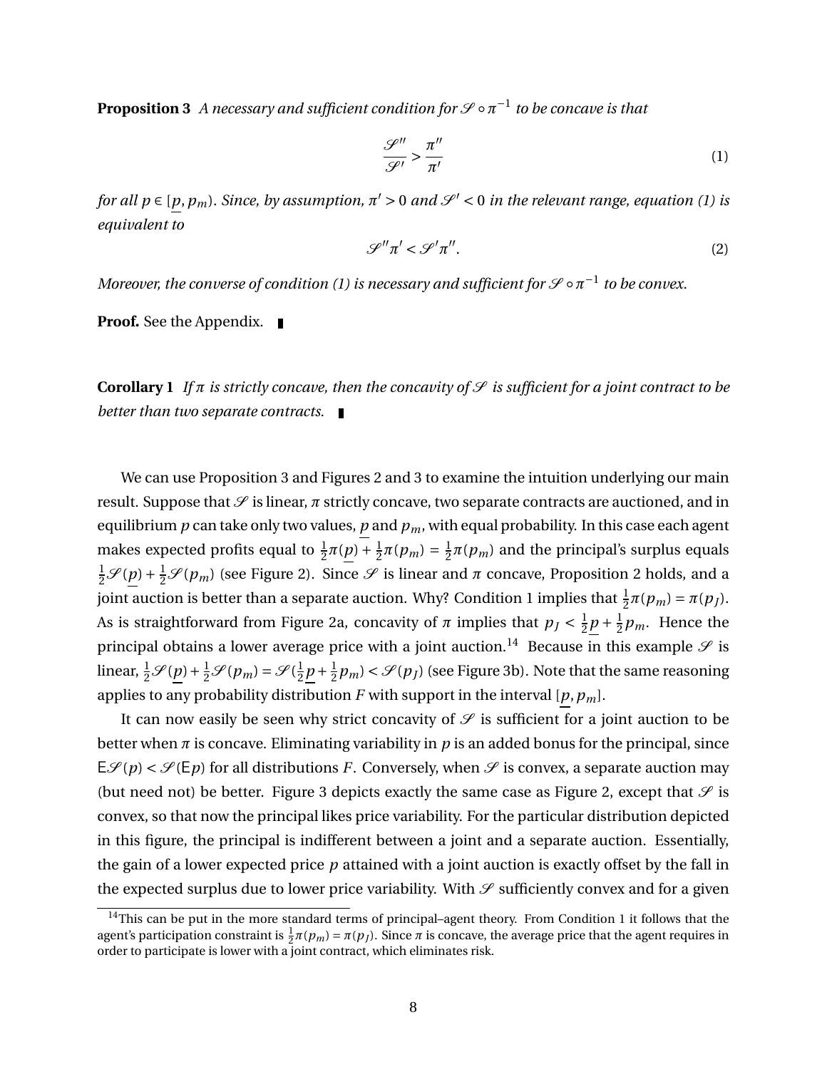**Proposition 3** *A necessary and sufficient condition for $\mathscr{S} \circ \pi^{-1}$ to be concave is that*

$$\frac{\mathscr{S}''}{\mathscr{S}'} > \frac{\pi''}{\pi'} \tag{1}$$

*for all $p \in [\underline{p}, p_m)$. Since, by assumption, $\pi' > 0$ and $\mathscr{S}' < 0$ in the relevant range, equation (1) is equivalent to*

$$\mathscr{S}''\pi' < \mathscr{S}'\pi''. \tag{2}$$

*Moreover, the converse of condition (1) is necessary and sufficient for $\mathscr{S} \circ \pi^{-1}$ to be convex.*

**Proof.** See the Appendix. ∎

**Corollary 1** *If $\pi$ is strictly concave, then the concavity of $\mathscr{S}$ is sufficient for a joint contract to be better than two separate contracts.* ∎

We can use Proposition 3 and Figures 2 and 3 to examine the intuition underlying our main result. Suppose that $\mathscr{S}$ is linear, $\pi$ strictly concave, two separate contracts are auctioned, and in equilibrium $p$ can take only two values, $\underline{p}$ and $p_m$, with equal probability. In this case each agent makes expected profits equal to $\frac{1}{2}\pi(\underline{p}) + \frac{1}{2}\pi(p_m) = \frac{1}{2}\pi(p_m)$ and the principal's surplus equals $\frac{1}{2}\mathscr{S}(\underline{p}) + \frac{1}{2}\mathscr{S}(p_m)$ (see Figure 2). Since $\mathscr{S}$ is linear and $\pi$ concave, Proposition 2 holds, and a joint auction is better than a separate auction. Why? Condition 1 implies that $\frac{1}{2}\pi(p_m) = \pi(p_J)$. As is straightforward from Figure 2a, concavity of $\pi$ implies that $p_J < \frac{1}{2}\underline{p} + \frac{1}{2}p_m$. Hence the principal obtains a lower average price with a joint auction.[14] Because in this example $\mathscr{S}$ is linear, $\frac{1}{2}\mathscr{S}(\underline{p}) + \frac{1}{2}\mathscr{S}(p_m) = \mathscr{S}(\frac{1}{2}\underline{p} + \frac{1}{2}p_m) < \mathscr{S}(p_J)$ (see Figure 3b). Note that the same reasoning applies to any probability distribution $F$ with support in the interval $[\underline{p}, p_m]$.

It can now easily be seen why strict concavity of $\mathscr{S}$ is sufficient for a joint auction to be better when $\pi$ is concave. Eliminating variability in $p$ is an added bonus for the principal, since $\mathsf{E}\mathscr{S}(p) < \mathscr{S}(\mathsf{E}p)$ for all distributions $F$. Conversely, when $\mathscr{S}$ is convex, a separate auction may (but need not) be better. Figure 3 depicts exactly the same case as Figure 2, except that $\mathscr{S}$ is convex, so that now the principal likes price variability. For the particular distribution depicted in this figure, the principal is indifferent between a joint and a separate auction. Essentially, the gain of a lower expected price $p$ attained with a joint auction is exactly offset by the fall in the expected surplus due to lower price variability. With $\mathscr{S}$ sufficiently convex and for a given

[14] This can be put in the more standard terms of principal–agent theory. From Condition 1 it follows that the agent's participation constraint is $\frac{1}{2}\pi(p_m) = \pi(p_J)$. Since $\pi$ is concave, the average price that the agent requires in order to participate is lower with a joint contract, which eliminates risk.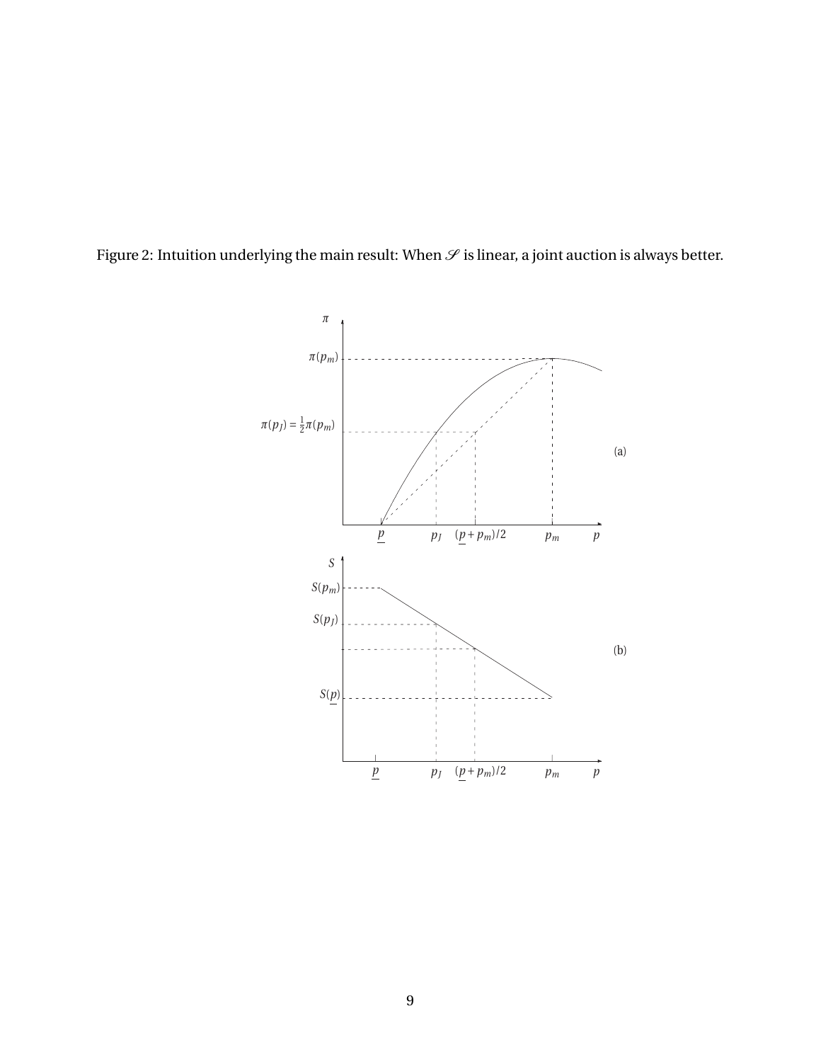Figure 2: Intuition underlying the main result: When $\mathscr{S}$ is linear, a joint auction is always better.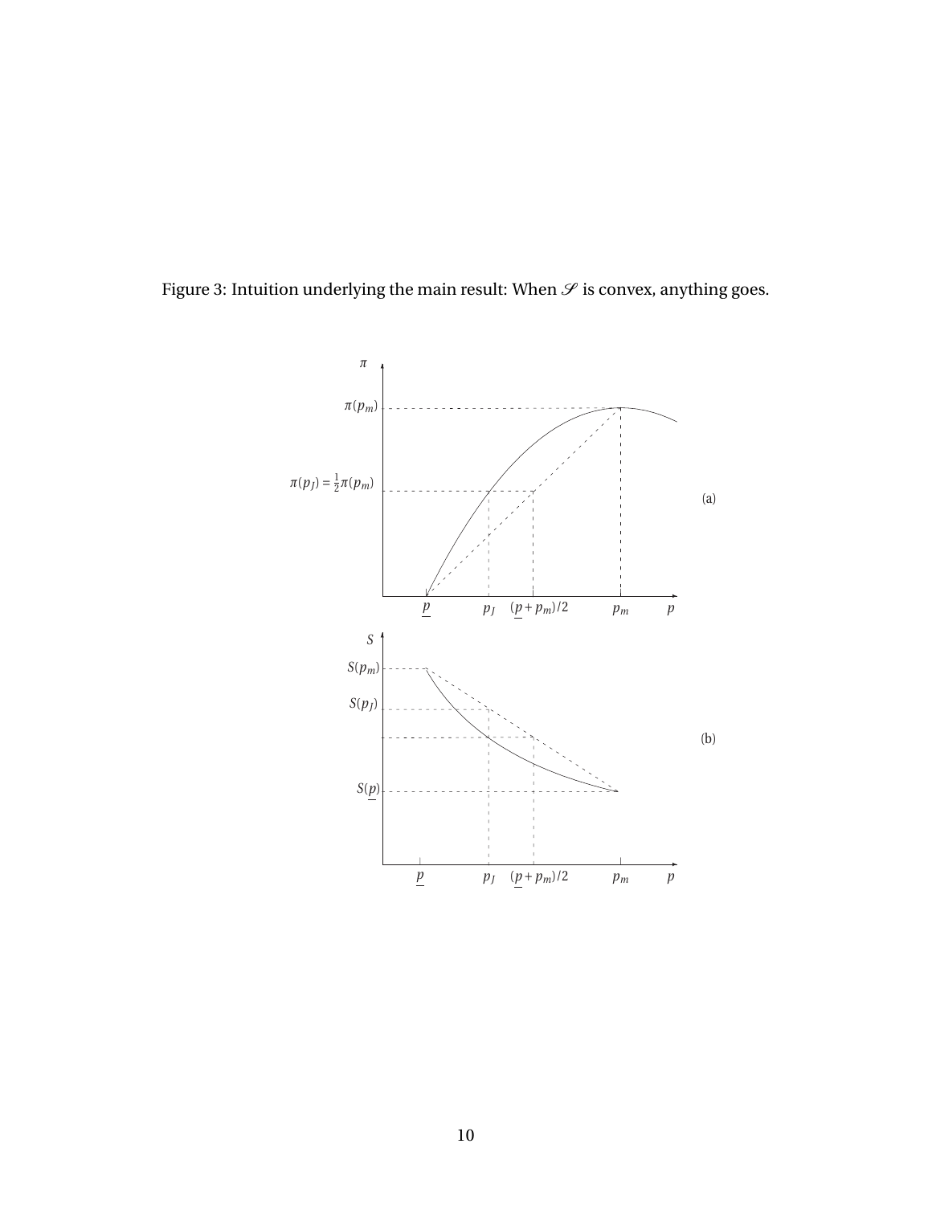Figure 3: Intuition underlying the main result: When $\mathscr{S}$ is convex, anything goes.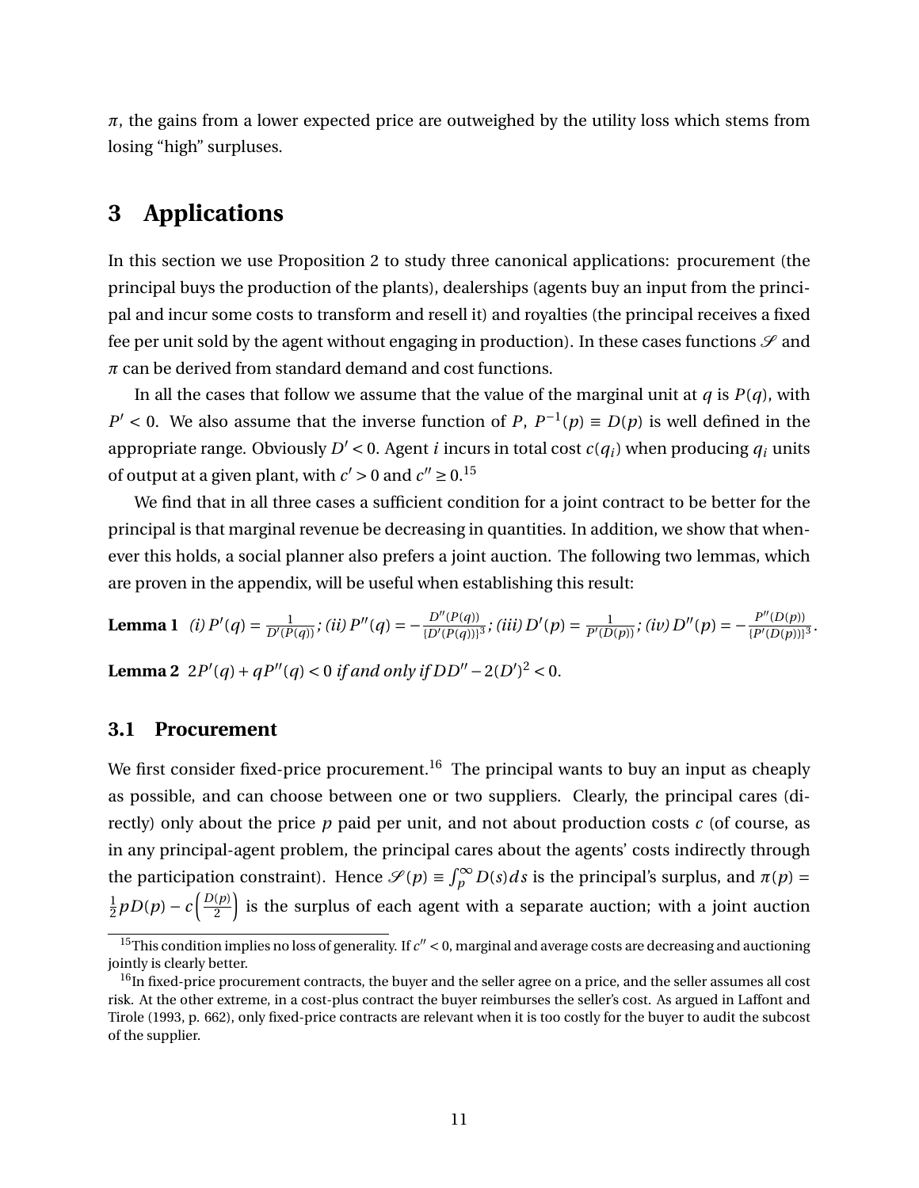$\pi$, the gains from a lower expected price are outweighed by the utility loss which stems from losing "high" surpluses.

# 3 Applications

In this section we use Proposition 2 to study three canonical applications: procurement (the principal buys the production of the plants), dealerships (agents buy an input from the principal and incur some costs to transform and resell it) and royalties (the principal receives a fixed fee per unit sold by the agent without engaging in production). In these cases functions $\mathscr{S}$ and $\pi$ can be derived from standard demand and cost functions.

In all the cases that follow we assume that the value of the marginal unit at $q$ is $P(q)$, with $P' < 0$. We also assume that the inverse function of $P$, $P^{-1}(p) \equiv D(p)$ is well defined in the appropriate range. Obviously $D' < 0$. Agent $i$ incurs in total cost $c(q_i)$ when producing $q_i$ units of output at a given plant, with $c' > 0$ and $c'' \geq 0$.[15]

We find that in all three cases a sufficient condition for a joint contract to be better for the principal is that marginal revenue be decreasing in quantities. In addition, we show that whenever this holds, a social planner also prefers a joint auction. The following two lemmas, which are proven in the appendix, will be useful when establishing this result:

**Lemma 1** *(i)* $P'(q) = \frac{1}{D'(P(q))}$; *(ii)* $P''(q) = -\frac{D''(P(q))}{\{D'(P(q))\}^3}$; *(iii)* $D'(p) = \frac{1}{P'(D(p))}$; *(iv)* $D''(p) = -\frac{P''(D(p))}{\{P'(D(p))\}^3}$.

**Lemma 2** $2P'(q) + qP''(q) < 0$ *if and only if* $DD'' - 2(D')^2 < 0$.

## 3.1 Procurement

We first consider fixed-price procurement.[16] The principal wants to buy an input as cheaply as possible, and can choose between one or two suppliers. Clearly, the principal cares (directly) only about the price $p$ paid per unit, and not about production costs $c$ (of course, as in any principal-agent problem, the principal cares about the agents' costs indirectly through the participation constraint). Hence $\mathscr{S}(p) \equiv \int_p^\infty D(s)ds$ is the principal's surplus, and $\pi(p) = \frac{1}{2}pD(p) - c\left(\frac{D(p)}{2}\right)$ is the surplus of each agent with a separate auction; with a joint auction

[15] This condition implies no loss of generality. If $c'' < 0$, marginal and average costs are decreasing and auctioning jointly is clearly better.

[16] In fixed-price procurement contracts, the buyer and the seller agree on a price, and the seller assumes all cost risk. At the other extreme, in a cost-plus contract the buyer reimburses the seller's cost. As argued in Laffont and Tirole (1993, p. 662), only fixed-price contracts are relevant when it is too costly for the buyer to audit the subcost of the supplier.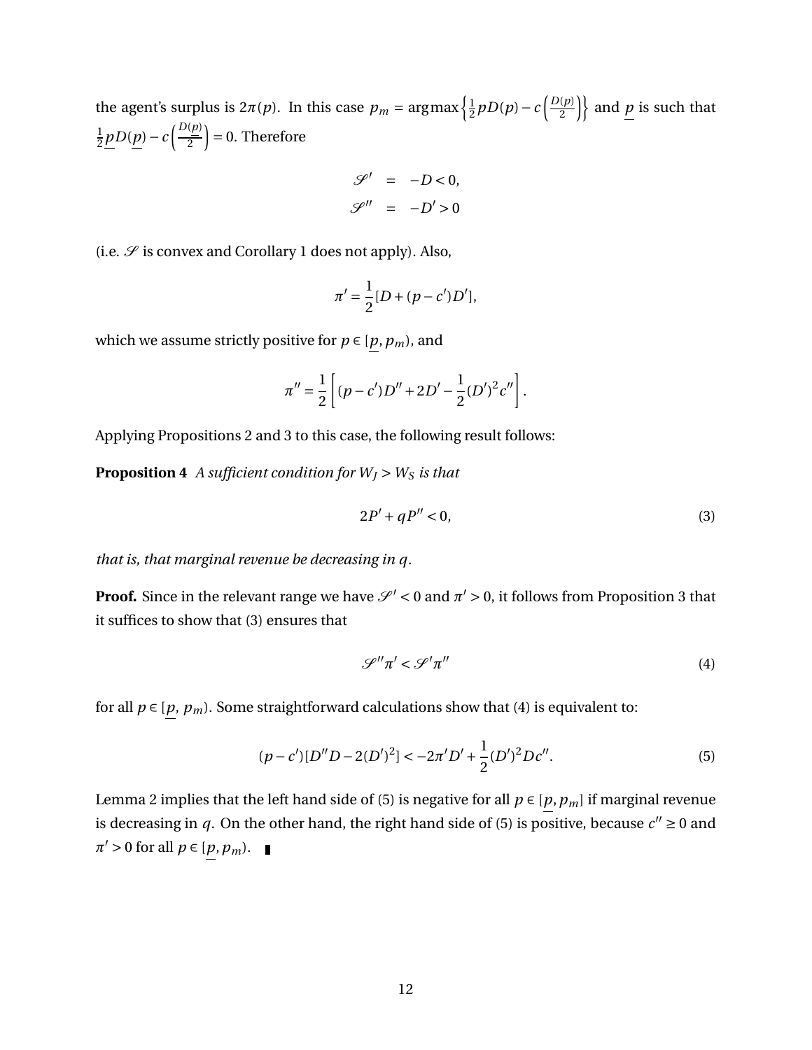the agent's surplus is $2\pi(p)$. In this case $p_m = \arg\max\left\{\frac{1}{2}pD(p) - c\left(\frac{D(p)}{2}\right)\right\}$ and $\underline{p}$ is such that $\frac{1}{2}\underline{p}D(\underline{p}) - c\left(\frac{D(\underline{p})}{2}\right) = 0$. Therefore

$$
\begin{aligned}
\mathscr{S}' &= -D < 0, \\
\mathscr{S}'' &= -D' > 0
\end{aligned}
$$

(i.e. $\mathscr{S}$ is convex and Corollary 1 does not apply). Also,

$$\pi' = \frac{1}{2}[D + (p - c')D'],$$

which we assume strictly positive for $p \in [\underline{p}, p_m)$, and

$$\pi'' = \frac{1}{2}\left[(p - c')D'' + 2D' - \frac{1}{2}(D')^2 c''\right].$$

Applying Propositions 2 and 3 to this case, the following result follows:

**Proposition 4** *A sufficient condition for $W_J > W_S$ is that*

$$2P' + qP'' < 0, \tag{3}$$

*that is, that marginal revenue be decreasing in $q$.*

**Proof.** Since in the relevant range we have $\mathscr{S}' < 0$ and $\pi' > 0$, it follows from Proposition 3 that it suffices to show that (3) ensures that

$$\mathscr{S}''\pi' < \mathscr{S}'\pi'' \tag{4}$$

for all $p \in [\underline{p}, p_m)$. Some straightforward calculations show that (4) is equivalent to:

$$(p - c')[D''D - 2(D')^2] < -2\pi' D' + \frac{1}{2}(D')^2 D c''. \tag{5}$$

Lemma 2 implies that the left hand side of (5) is negative for all $p \in [\underline{p}, p_m]$ if marginal revenue is decreasing in $q$. On the other hand, the right hand side of (5) is positive, because $c'' \geq 0$ and $\pi' > 0$ for all $p \in [\underline{p}, p_m)$. ∎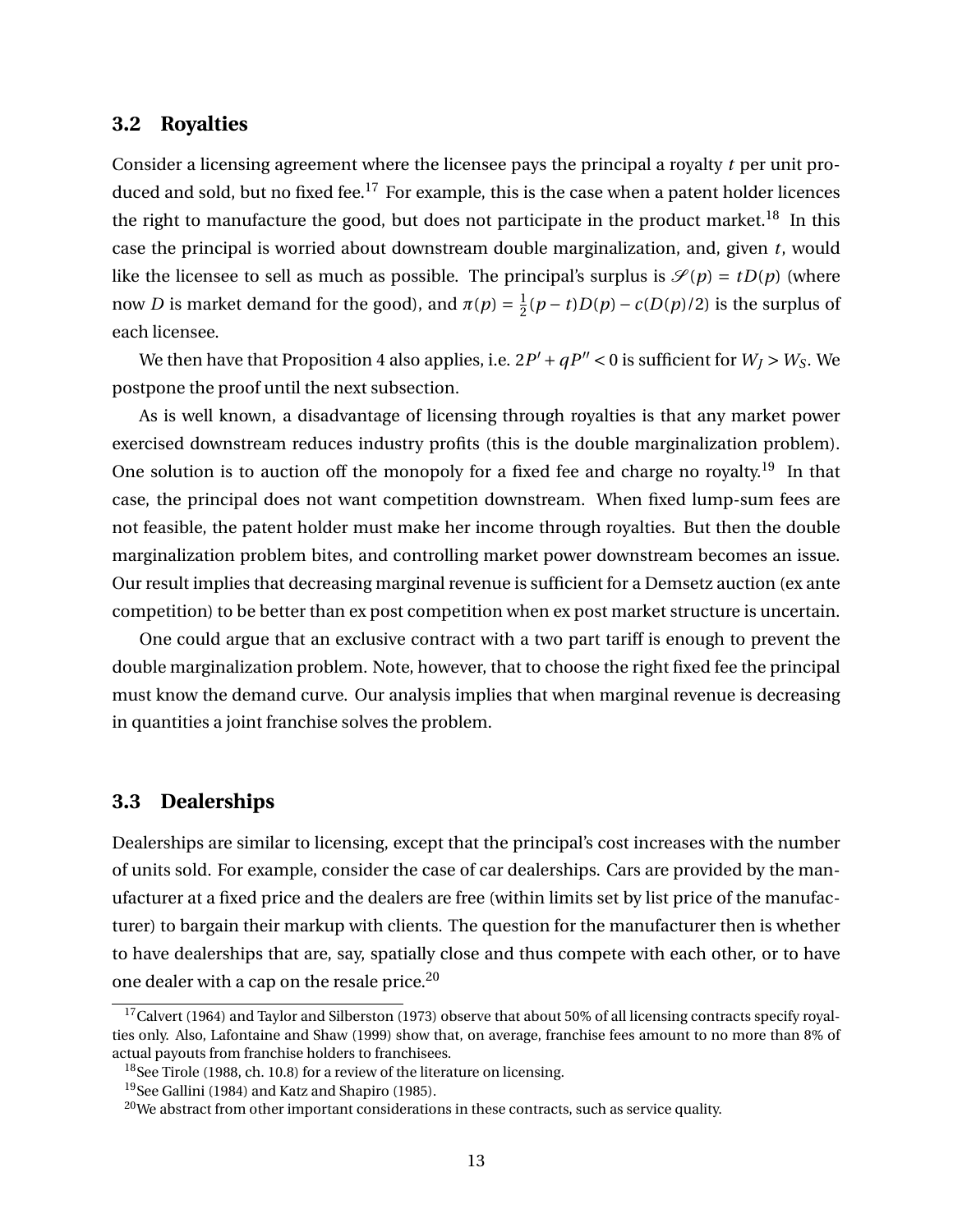### 3.2 Royalties

Consider a licensing agreement where the licensee pays the principal a royalty $t$ per unit produced and sold, but no fixed fee.[17] For example, this is the case when a patent holder licences the right to manufacture the good, but does not participate in the product market.[18] In this case the principal is worried about downstream double marginalization, and, given $t$, would like the licensee to sell as much as possible. The principal's surplus is $\mathscr{S}(p) = tD(p)$ (where now $D$ is market demand for the good), and $\pi(p) = \frac{1}{2}(p-t)D(p) - c(D(p)/2)$ is the surplus of each licensee.

We then have that Proposition 4 also applies, i.e. $2P' + qP'' < 0$ is sufficient for $W_J > W_S$. We postpone the proof until the next subsection.

As is well known, a disadvantage of licensing through royalties is that any market power exercised downstream reduces industry profits (this is the double marginalization problem). One solution is to auction off the monopoly for a fixed fee and charge no royalty.[19] In that case, the principal does not want competition downstream. When fixed lump-sum fees are not feasible, the patent holder must make her income through royalties. But then the double marginalization problem bites, and controlling market power downstream becomes an issue. Our result implies that decreasing marginal revenue is sufficient for a Demsetz auction (ex ante competition) to be better than ex post competition when ex post market structure is uncertain.

One could argue that an exclusive contract with a two part tariff is enough to prevent the double marginalization problem. Note, however, that to choose the right fixed fee the principal must know the demand curve. Our analysis implies that when marginal revenue is decreasing in quantities a joint franchise solves the problem.

### 3.3 Dealerships

Dealerships are similar to licensing, except that the principal's cost increases with the number of units sold. For example, consider the case of car dealerships. Cars are provided by the manufacturer at a fixed price and the dealers are free (within limits set by list price of the manufacturer) to bargain their markup with clients. The question for the manufacturer then is whether to have dealerships that are, say, spatially close and thus compete with each other, or to have one dealer with a cap on the resale price.[20]

[17] Calvert (1964) and Taylor and Silberston (1973) observe that about 50% of all licensing contracts specify royalties only. Also, Lafontaine and Shaw (1999) show that, on average, franchise fees amount to no more than 8% of actual payouts from franchise holders to franchisees.

[18] See Tirole (1988, ch. 10.8) for a review of the literature on licensing.

[19] See Gallini (1984) and Katz and Shapiro (1985).

[20] We abstract from other important considerations in these contracts, such as service quality.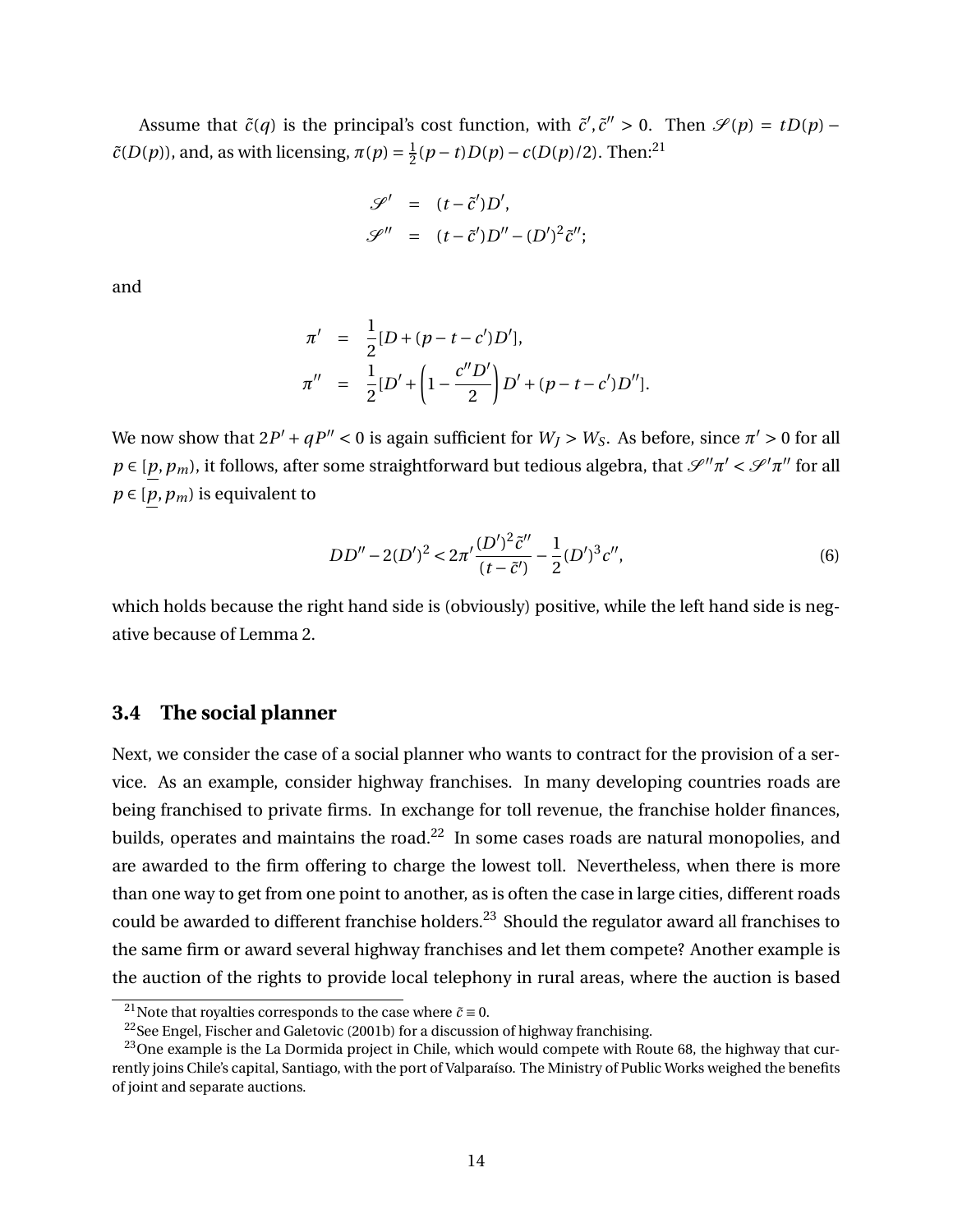Assume that $\tilde{c}(q)$ is the principal's cost function, with $\tilde{c}', \tilde{c}'' > 0$. Then $\mathscr{S}(p) = tD(p) - \tilde{c}(D(p))$, and, as with licensing, $\pi(p) = \frac{1}{2}(p-t)D(p) - c(D(p)/2)$. Then:[21]

$$
\begin{aligned}
\mathscr{S}' &= (t-\tilde{c}')D', \\
\mathscr{S}'' &= (t-\tilde{c}')D'' - (D')^2\tilde{c}'';
\end{aligned}
$$

and

$$
\begin{aligned}
\pi' &= \frac{1}{2}[D + (p-t-c')D'], \\
\pi'' &= \frac{1}{2}[D' + \left(1 - \frac{c''D'}{2}\right)D' + (p-t-c')D''].
\end{aligned}
$$

We now show that $2P' + qP'' < 0$ is again sufficient for $W_J > W_S$. As before, since $\pi' > 0$ for all $p \in [\underline{p}, p_m)$, it follows, after some straightforward but tedious algebra, that $\mathscr{S}''\pi' < \mathscr{S}'\pi''$ for all $p \in [\underline{p}, p_m)$ is equivalent to

$$
DD'' - 2(D')^2 < 2\pi' \frac{(D')^2\tilde{c}''}{(t-\tilde{c}')} - \frac{1}{2}(D')^3 c'', \tag{6}
$$

which holds because the right hand side is (obviously) positive, while the left hand side is negative because of Lemma 2.

## 3.4 The social planner

Next, we consider the case of a social planner who wants to contract for the provision of a service. As an example, consider highway franchises. In many developing countries roads are being franchised to private firms. In exchange for toll revenue, the franchise holder finances, builds, operates and maintains the road.[22] In some cases roads are natural monopolies, and are awarded to the firm offering to charge the lowest toll. Nevertheless, when there is more than one way to get from one point to another, as is often the case in large cities, different roads could be awarded to different franchise holders.[23] Should the regulator award all franchises to the same firm or award several highway franchises and let them compete? Another example is the auction of the rights to provide local telephony in rural areas, where the auction is based

---

[21] Note that royalties corresponds to the case where $\tilde{c} \equiv 0$.

[22] See Engel, Fischer and Galetovic (2001b) for a discussion of highway franchising.

[23] One example is the La Dormida project in Chile, which would compete with Route 68, the highway that currently joins Chile's capital, Santiago, with the port of Valparaíso. The Ministry of Public Works weighed the benefits of joint and separate auctions.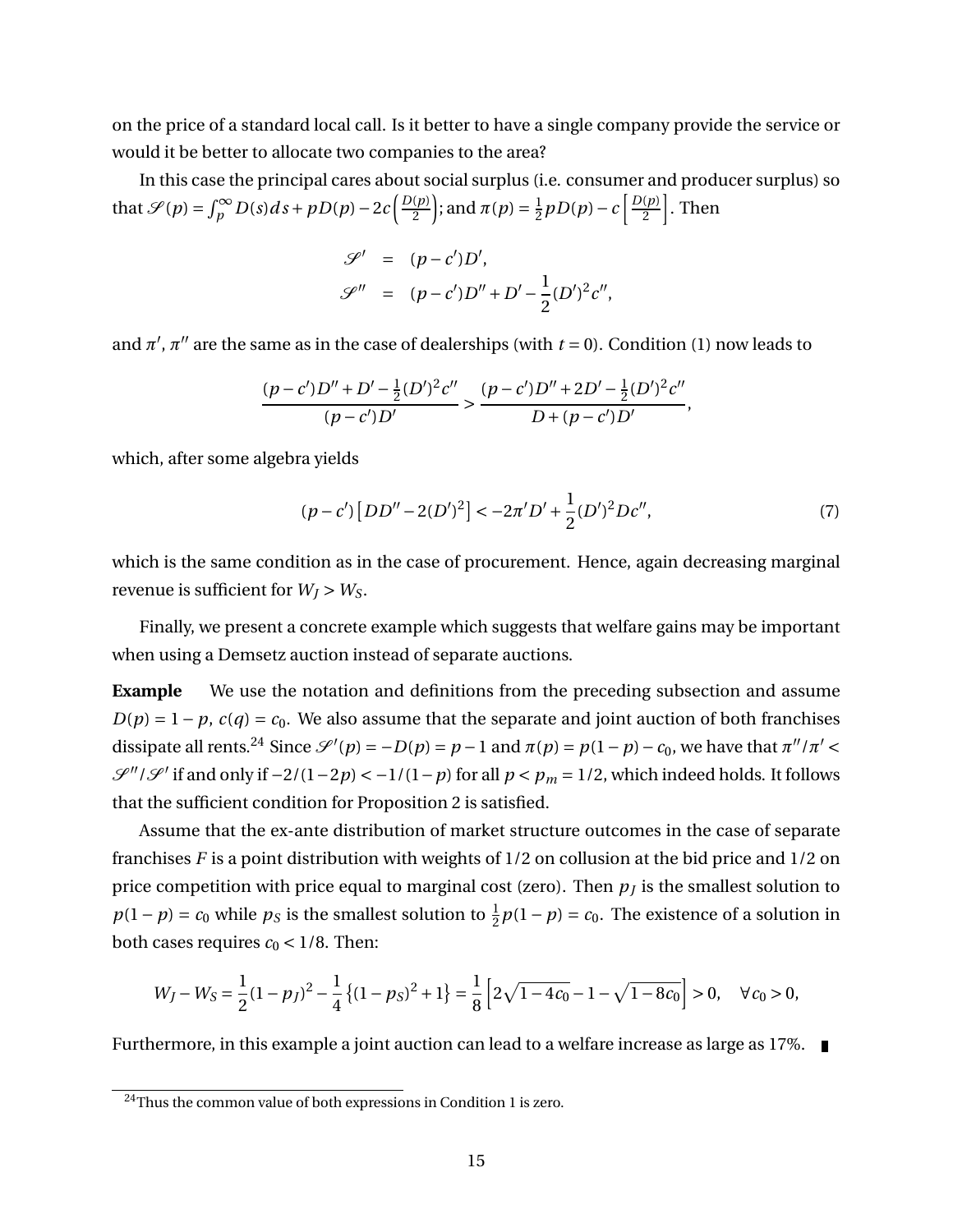on the price of a standard local call. Is it better to have a single company provide the service or would it be better to allocate two companies to the area?

In this case the principal cares about social surplus (i.e. consumer and producer surplus) so that $\mathscr{S}(p) = \int_p^{\infty} D(s)ds + pD(p) - 2c\left(\frac{D(p)}{2}\right)$; and $\pi(p) = \frac{1}{2}pD(p) - c\left[\frac{D(p)}{2}\right]$. Then

$$
\begin{aligned}
\mathscr{S}' &= (p - c')D', \\
\mathscr{S}'' &= (p - c')D'' + D' - \frac{1}{2}(D')^2 c'',
\end{aligned}
$$

and $\pi'$, $\pi''$ are the same as in the case of dealerships (with $t = 0$). Condition (1) now leads to

$$
\frac{(p - c')D'' + D' - \frac{1}{2}(D')^2 c''}{(p - c')D'} > \frac{(p - c')D'' + 2D' - \frac{1}{2}(D')^2 c''}{D + (p - c')D'},
$$

which, after some algebra yields

$$
(p - c')\left[DD'' - 2(D')^2\right] < -2\pi' D' + \frac{1}{2}(D')^2 D c'', \tag{7}
$$

which is the same condition as in the case of procurement. Hence, again decreasing marginal revenue is sufficient for $W_J > W_S$.

Finally, we present a concrete example which suggests that welfare gains may be important when using a Demsetz auction instead of separate auctions.

**Example** We use the notation and definitions from the preceding subsection and assume $D(p) = 1 - p$, $c(q) = c_0$. We also assume that the separate and joint auction of both franchises dissipate all rents.[24] Since $\mathscr{S}'(p) = -D(p) = p - 1$ and $\pi(p) = p(1 - p) - c_0$, we have that $\pi''/\pi' < \mathscr{S}''/\mathscr{S}'$ if and only if $-2/(1 - 2p) < -1/(1 - p)$ for all $p < p_m = 1/2$, which indeed holds. It follows that the sufficient condition for Proposition 2 is satisfied.

Assume that the ex-ante distribution of market structure outcomes in the case of separate franchises $F$ is a point distribution with weights of $1/2$ on collusion at the bid price and $1/2$ on price competition with price equal to marginal cost (zero). Then $p_J$ is the smallest solution to $p(1 - p) = c_0$ while $p_S$ is the smallest solution to $\frac{1}{2}p(1 - p) = c_0$. The existence of a solution in both cases requires $c_0 < 1/8$. Then:

$$
W_J - W_S = \frac{1}{2}(1 - p_J)^2 - \frac{1}{4}\left\{(1 - p_S)^2 + 1\right\} = \frac{1}{8}\left[2\sqrt{1 - 4c_0} - 1 - \sqrt{1 - 8c_0}\right] > 0, \quad \forall c_0 > 0,
$$

Furthermore, in this example a joint auction can lead to a welfare increase as large as 17%. ∎

[24] Thus the common value of both expressions in Condition 1 is zero.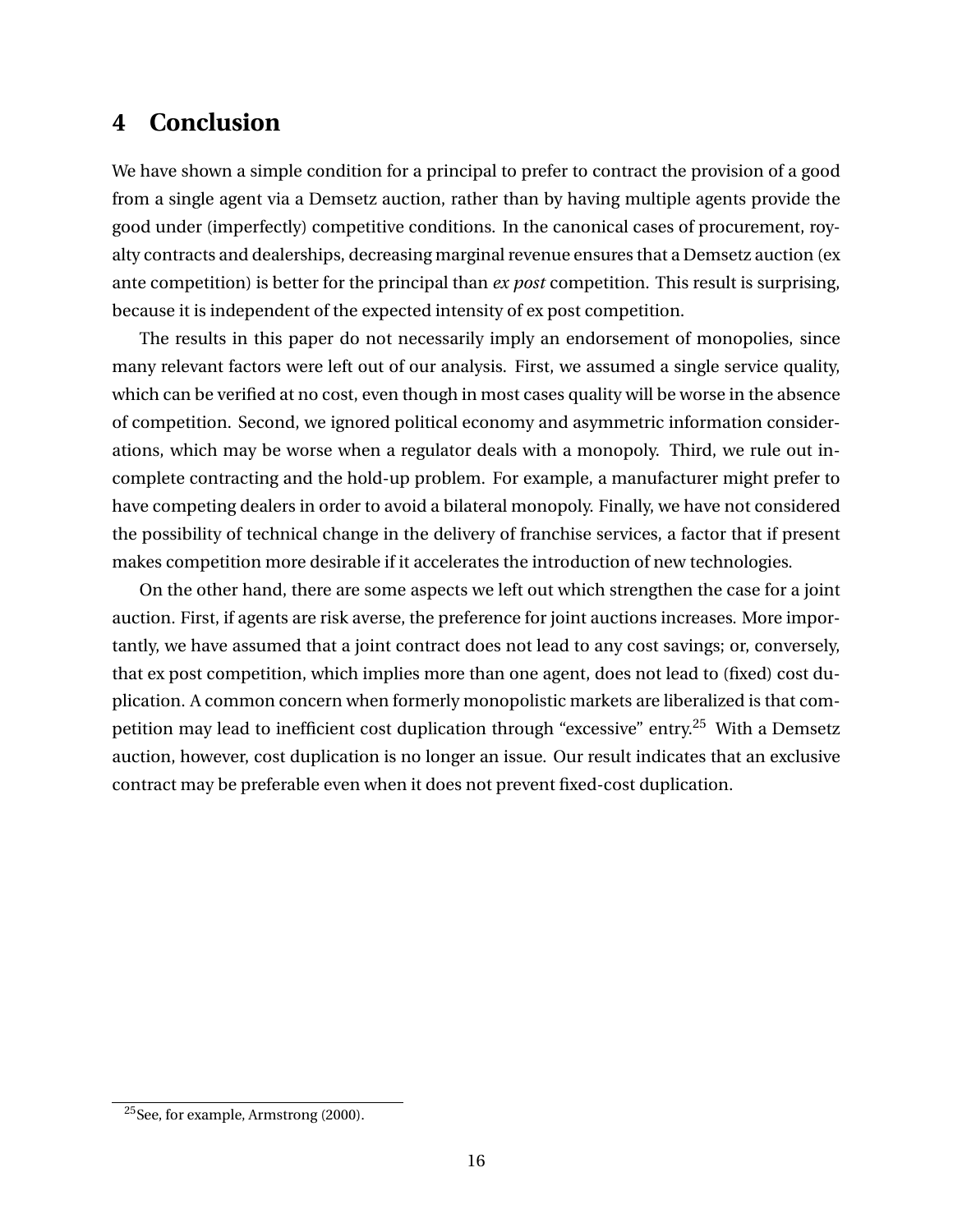# 4 Conclusion

We have shown a simple condition for a principal to prefer to contract the provision of a good from a single agent via a Demsetz auction, rather than by having multiple agents provide the good under (imperfectly) competitive conditions. In the canonical cases of procurement, royalty contracts and dealerships, decreasing marginal revenue ensures that a Demsetz auction (ex ante competition) is better for the principal than *ex post* competition. This result is surprising, because it is independent of the expected intensity of ex post competition.

The results in this paper do not necessarily imply an endorsement of monopolies, since many relevant factors were left out of our analysis. First, we assumed a single service quality, which can be verified at no cost, even though in most cases quality will be worse in the absence of competition. Second, we ignored political economy and asymmetric information considerations, which may be worse when a regulator deals with a monopoly. Third, we rule out incomplete contracting and the hold-up problem. For example, a manufacturer might prefer to have competing dealers in order to avoid a bilateral monopoly. Finally, we have not considered the possibility of technical change in the delivery of franchise services, a factor that if present makes competition more desirable if it accelerates the introduction of new technologies.

On the other hand, there are some aspects we left out which strengthen the case for a joint auction. First, if agents are risk averse, the preference for joint auctions increases. More importantly, we have assumed that a joint contract does not lead to any cost savings; or, conversely, that ex post competition, which implies more than one agent, does not lead to (fixed) cost duplication. A common concern when formerly monopolistic markets are liberalized is that competition may lead to inefficient cost duplication through "excessive" entry.[25] With a Demsetz auction, however, cost duplication is no longer an issue. Our result indicates that an exclusive contract may be preferable even when it does not prevent fixed-cost duplication.

[25] See, for example, Armstrong (2000).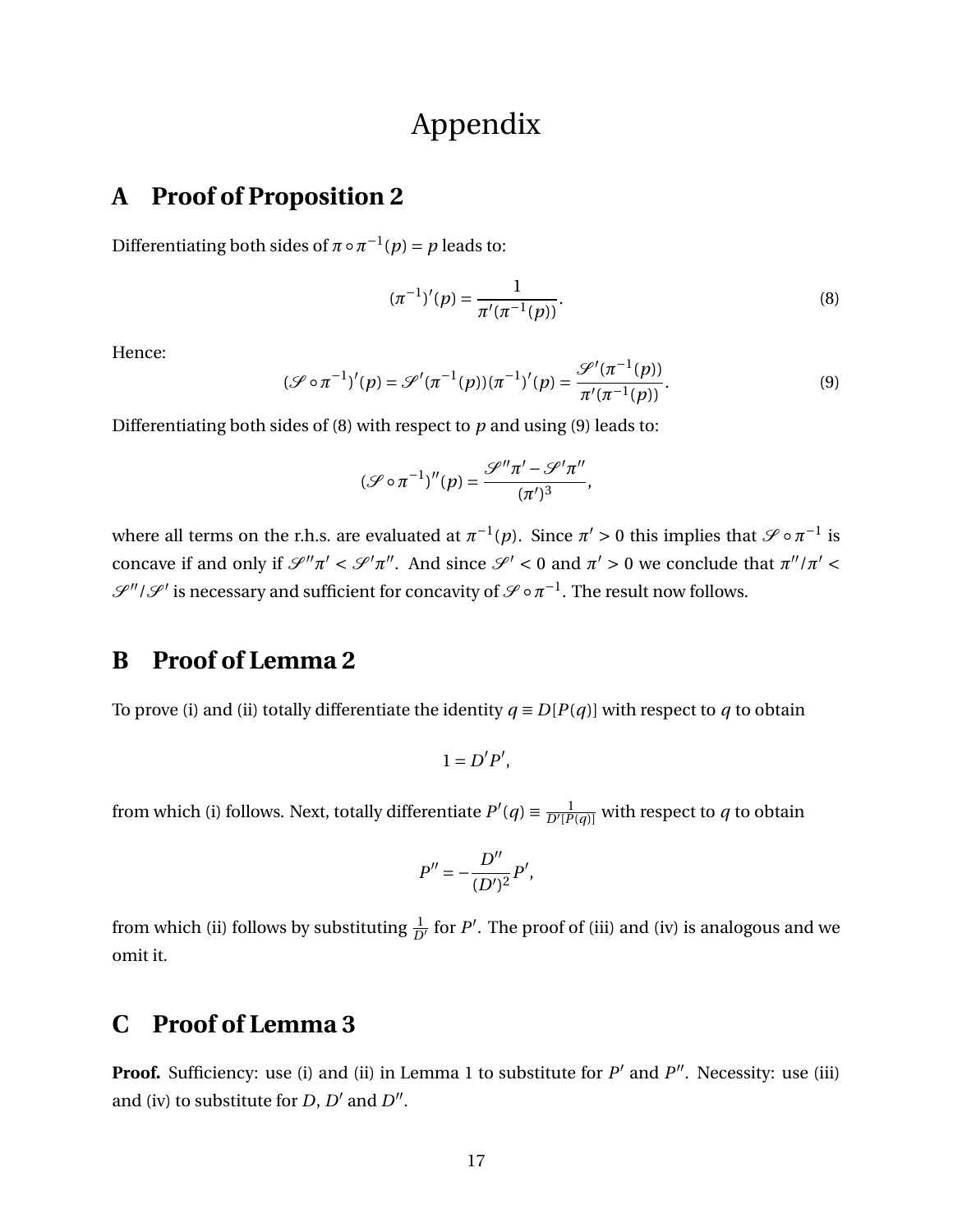# Appendix

## A Proof of Proposition 2

Differentiating both sides of $\pi \circ \pi^{-1}(p) = p$ leads to:

$$(\pi^{-1})'(p) = \frac{1}{\pi'(\pi^{-1}(p))}. \tag{8}$$

Hence:

$$(\mathscr{S} \circ \pi^{-1})'(p) = \mathscr{S}'(\pi^{-1}(p))(\pi^{-1})'(p) = \frac{\mathscr{S}'(\pi^{-1}(p))}{\pi'(\pi^{-1}(p))}. \tag{9}$$

Differentiating both sides of (8) with respect to $p$ and using (9) leads to:

$$(\mathscr{S} \circ \pi^{-1})''(p) = \frac{\mathscr{S}''\pi' - \mathscr{S}'\pi''}{(\pi')^3},$$

where all terms on the r.h.s. are evaluated at $\pi^{-1}(p)$. Since $\pi' > 0$ this implies that $\mathscr{S} \circ \pi^{-1}$ is concave if and only if $\mathscr{S}''\pi' < \mathscr{S}'\pi''$. And since $\mathscr{S}' < 0$ and $\pi' > 0$ we conclude that $\pi''/\pi' < \mathscr{S}''/\mathscr{S}'$ is necessary and sufficient for concavity of $\mathscr{S} \circ \pi^{-1}$. The result now follows.

## B Proof of Lemma 2

To prove (i) and (ii) totally differentiate the identity $q \equiv D[P(q)]$ with respect to $q$ to obtain

$$1 = D'P',$$

from which (i) follows. Next, totally differentiate $P'(q) \equiv \frac{1}{D'[P(q)]}$ with respect to $q$ to obtain

$$P'' = -\frac{D''}{(D')^2}P',$$

from which (ii) follows by substituting $\frac{1}{D'}$ for $P'$. The proof of (iii) and (iv) is analogous and we omit it.

## C Proof of Lemma 3

**Proof.** Sufficiency: use (i) and (ii) in Lemma 1 to substitute for $P'$ and $P''$. Necessity: use (iii) and (iv) to substitute for $D$, $D'$ and $D''$.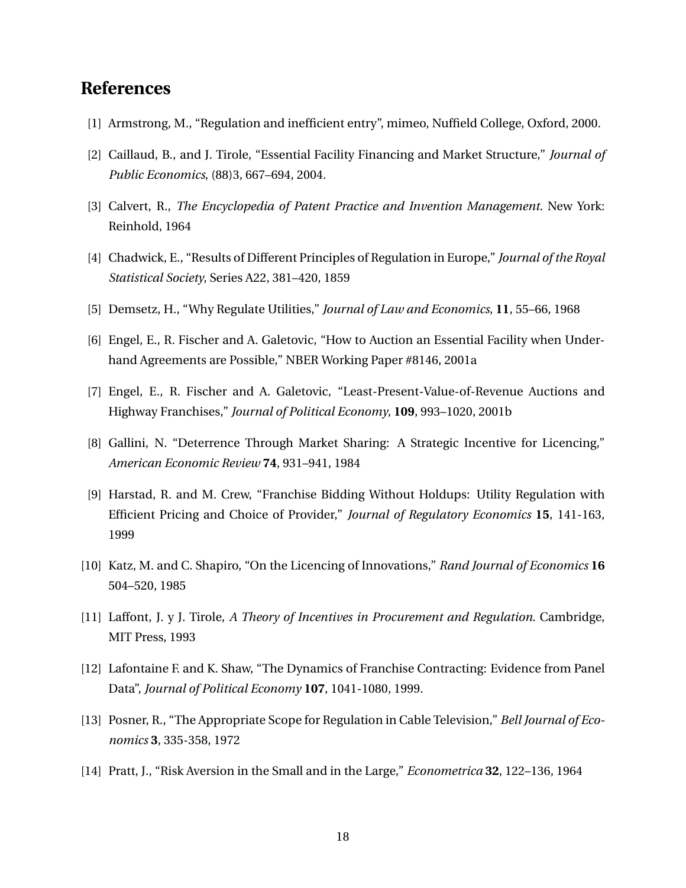## References

[1] Armstrong, M., "Regulation and inefficient entry", mimeo, Nuffield College, Oxford, 2000.

[2] Caillaud, B., and J. Tirole, "Essential Facility Financing and Market Structure," *Journal of Public Economics*, (88)3, 667–694, 2004.

[3] Calvert, R., *The Encyclopedia of Patent Practice and Invention Management*. New York: Reinhold, 1964

[4] Chadwick, E., "Results of Different Principles of Regulation in Europe," *Journal of the Royal Statistical Society*, Series A22, 381–420, 1859

[5] Demsetz, H., "Why Regulate Utilities," *Journal of Law and Economics*, **11**, 55–66, 1968

[6] Engel, E., R. Fischer and A. Galetovic, "How to Auction an Essential Facility when Underhand Agreements are Possible," NBER Working Paper #8146, 2001a

[7] Engel, E., R. Fischer and A. Galetovic, "Least-Present-Value-of-Revenue Auctions and Highway Franchises," *Journal of Political Economy*, **109**, 993–1020, 2001b

[8] Gallini, N. "Deterrence Through Market Sharing: A Strategic Incentive for Licencing," *American Economic Review* **74**, 931–941, 1984

[9] Harstad, R. and M. Crew, "Franchise Bidding Without Holdups: Utility Regulation with Efficient Pricing and Choice of Provider," *Journal of Regulatory Economics* **15**, 141-163, 1999

[10] Katz, M. and C. Shapiro, "On the Licencing of Innovations," *Rand Journal of Economics* **16** 504–520, 1985

[11] Laffont, J. y J. Tirole, *A Theory of Incentives in Procurement and Regulation*. Cambridge, MIT Press, 1993

[12] Lafontaine F. and K. Shaw, "The Dynamics of Franchise Contracting: Evidence from Panel Data", *Journal of Political Economy* **107**, 1041-1080, 1999.

[13] Posner, R., "The Appropriate Scope for Regulation in Cable Television," *Bell Journal of Economics* **3**, 335-358, 1972

[14] Pratt, J., "Risk Aversion in the Small and in the Large," *Econometrica* **32**, 122–136, 1964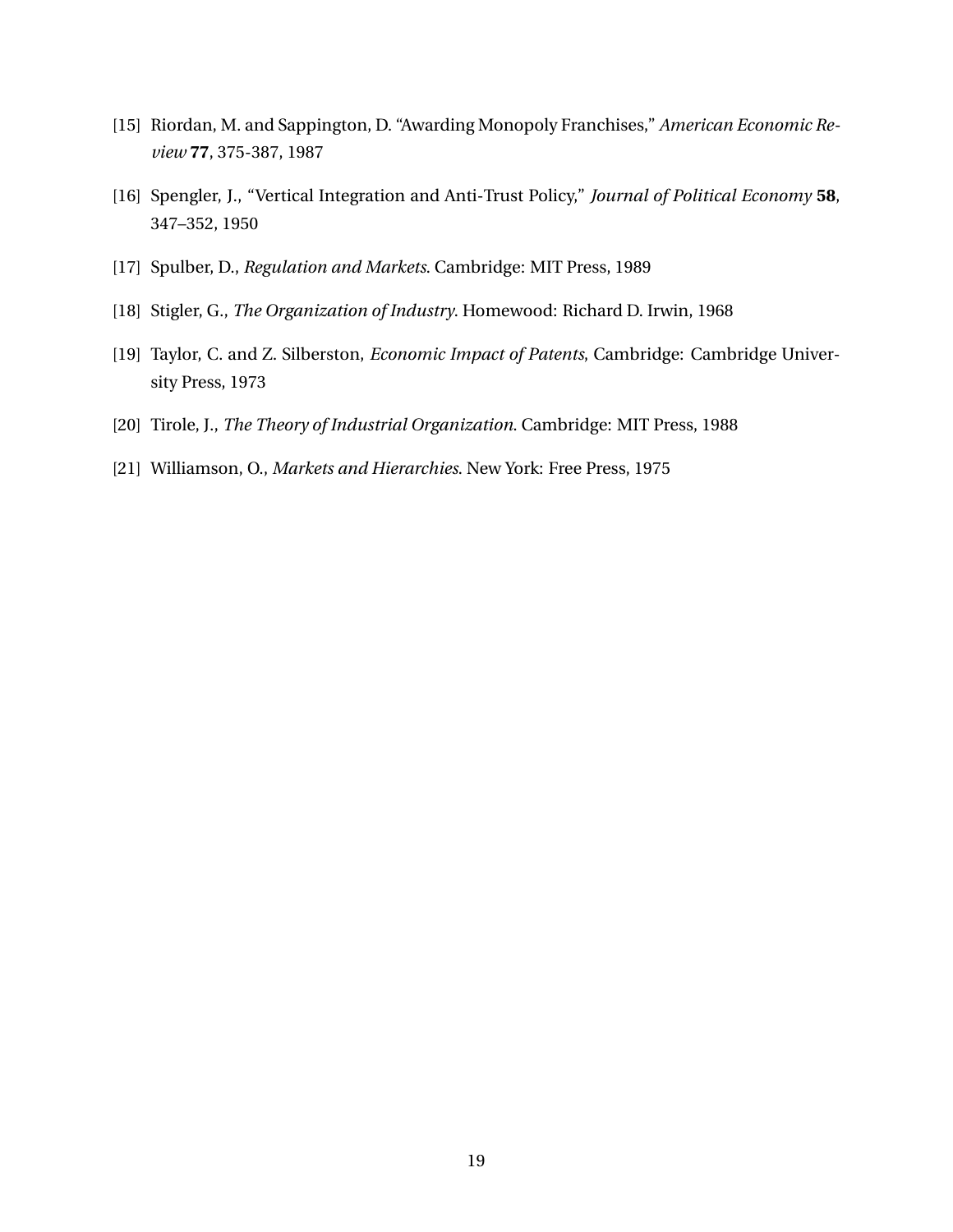[15] Riordan, M. and Sappington, D. "Awarding Monopoly Franchises," *American Economic Review* **77**, 375-387, 1987

[16] Spengler, J., "Vertical Integration and Anti-Trust Policy," *Journal of Political Economy* **58**, 347–352, 1950

[17] Spulber, D., *Regulation and Markets*. Cambridge: MIT Press, 1989

[18] Stigler, G., *The Organization of Industry*. Homewood: Richard D. Irwin, 1968

[19] Taylor, C. and Z. Silberston, *Economic Impact of Patents*, Cambridge: Cambridge University Press, 1973

[20] Tirole, J., *The Theory of Industrial Organization*. Cambridge: MIT Press, 1988

[21] Williamson, O., *Markets and Hierarchies*. New York: Free Press, 1975